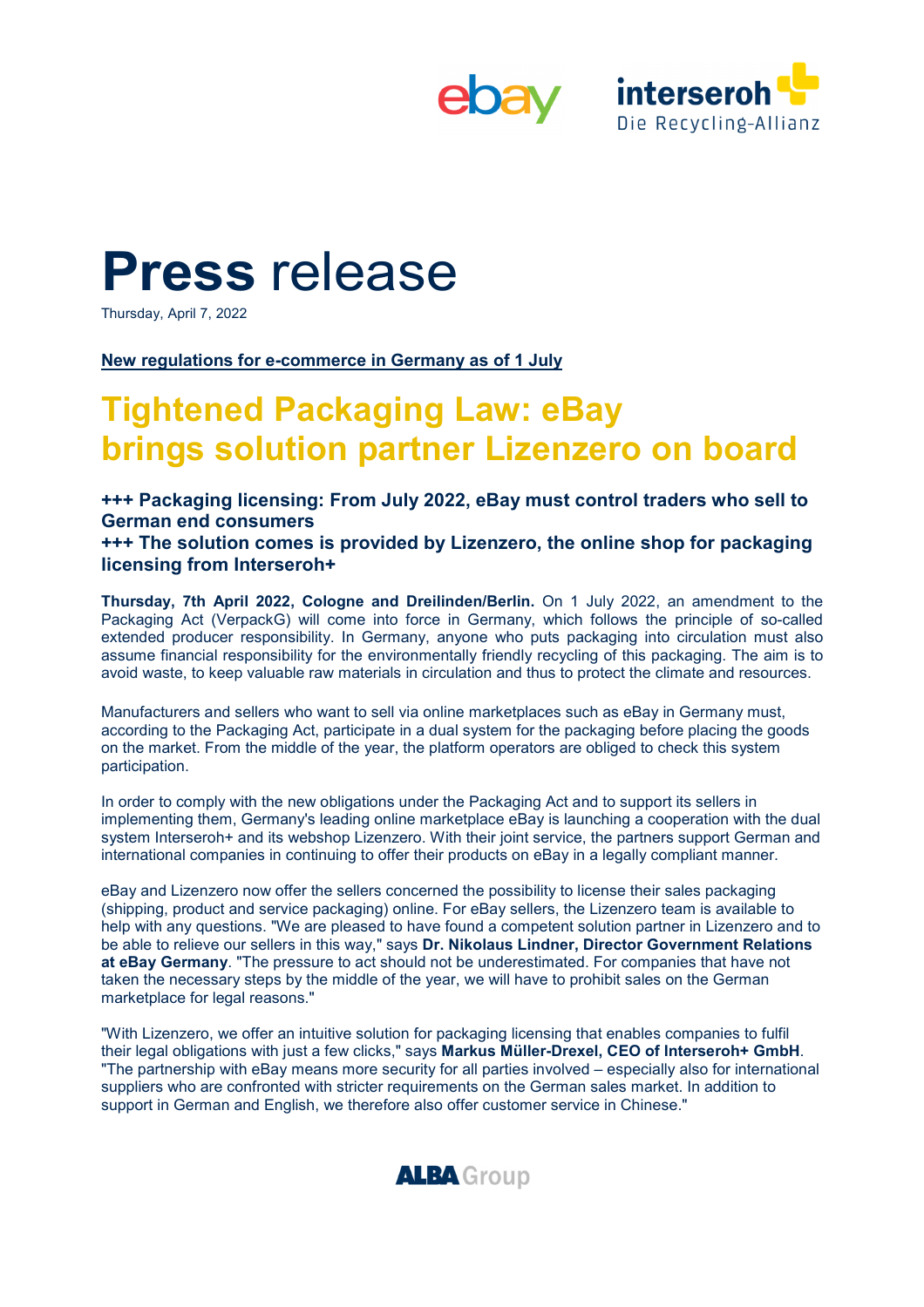# **Press** release

Thursday, April 7, 2022

**New regulations for e-commerce in Germany as of 1 July**

## Tightened Packaging Law: eBay brings solution partner Lizenzero on board

### +++ Packaging licensing: From July 2022, eBay must control traders who sell to German end consumers
### +++ The solution comes is provided by Lizenzero, the online shop for packaging licensing from Interseroh+

**Thursday, 7th April 2022, Cologne and Dreilinden/Berlin.** On 1 July 2022, an amendment to the Packaging Act (VerpackG) will come into force in Germany, which follows the principle of so-called extended producer responsibility. In Germany, anyone who puts packaging into circulation must also assume financial responsibility for the environmentally friendly recycling of this packaging. The aim is to avoid waste, to keep valuable raw materials in circulation and thus to protect the climate and resources.

Manufacturers and sellers who want to sell via online marketplaces such as eBay in Germany must, according to the Packaging Act, participate in a dual system for the packaging before placing the goods on the market. From the middle of the year, the platform operators are obliged to check this system participation.

In order to comply with the new obligations under the Packaging Act and to support its sellers in implementing them, Germany's leading online marketplace eBay is launching a cooperation with the dual system Interseroh+ and its webshop Lizenzero. With their joint service, the partners support German and international companies in continuing to offer their products on eBay in a legally compliant manner.

eBay and Lizenzero now offer the sellers concerned the possibility to license their sales packaging (shipping, product and service packaging) online. For eBay sellers, the Lizenzero team is available to help with any questions. "We are pleased to have found a competent solution partner in Lizenzero and to be able to relieve our sellers in this way," says **Dr. Nikolaus Lindner, Director Government Relations at eBay Germany**. "The pressure to act should not be underestimated. For companies that have not taken the necessary steps by the middle of the year, we will have to prohibit sales on the German marketplace for legal reasons."

"With Lizenzero, we offer an intuitive solution for packaging licensing that enables companies to fulfil their legal obligations with just a few clicks," says **Markus Müller-Drexel, CEO of Interseroh+ GmbH**. "The partnership with eBay means more security for all parties involved – especially also for international suppliers who are confronted with stricter requirements on the German sales market. In addition to support in German and English, we therefore also offer customer service in Chinese."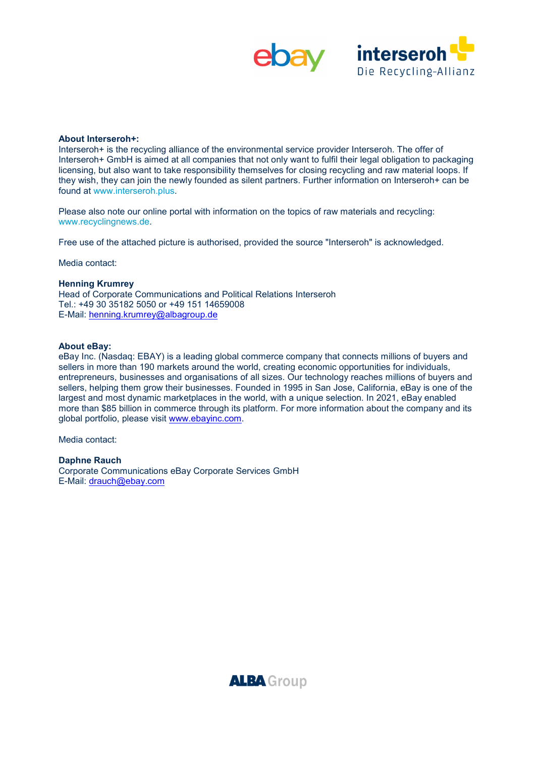**About Interseroh+:**

Interseroh+ is the recycling alliance of the environmental service provider Interseroh. The offer of Interseroh+ GmbH is aimed at all companies that not only want to fulfil their legal obligation to packaging licensing, but also want to take responsibility themselves for closing recycling and raw material loops. If they wish, they can join the newly founded as silent partners. Further information on Interseroh+ can be found at www.interseroh.plus.

Please also note our online portal with information on the topics of raw materials and recycling: www.recyclingnews.de.

Free use of the attached picture is authorised, provided the source "Interseroh" is acknowledged.

Media contact:

**Henning Krumrey**
Head of Corporate Communications and Political Relations Interseroh
Tel.: +49 30 35182 5050 or +49 151 14659008
E-Mail: henning.krumrey@albagroup.de

**About eBay:**

eBay Inc. (Nasdaq: EBAY) is a leading global commerce company that connects millions of buyers and sellers in more than 190 markets around the world, creating economic opportunities for individuals, entrepreneurs, businesses and organisations of all sizes. Our technology reaches millions of buyers and sellers, helping them grow their businesses. Founded in 1995 in San Jose, California, eBay is one of the largest and most dynamic marketplaces in the world, with a unique selection. In 2021, eBay enabled more than $85 billion in commerce through its platform. For more information about the company and its global portfolio, please visit www.ebayinc.com.

Media contact:

**Daphne Rauch**
Corporate Communications eBay Corporate Services GmbH
E-Mail: drauch@ebay.com